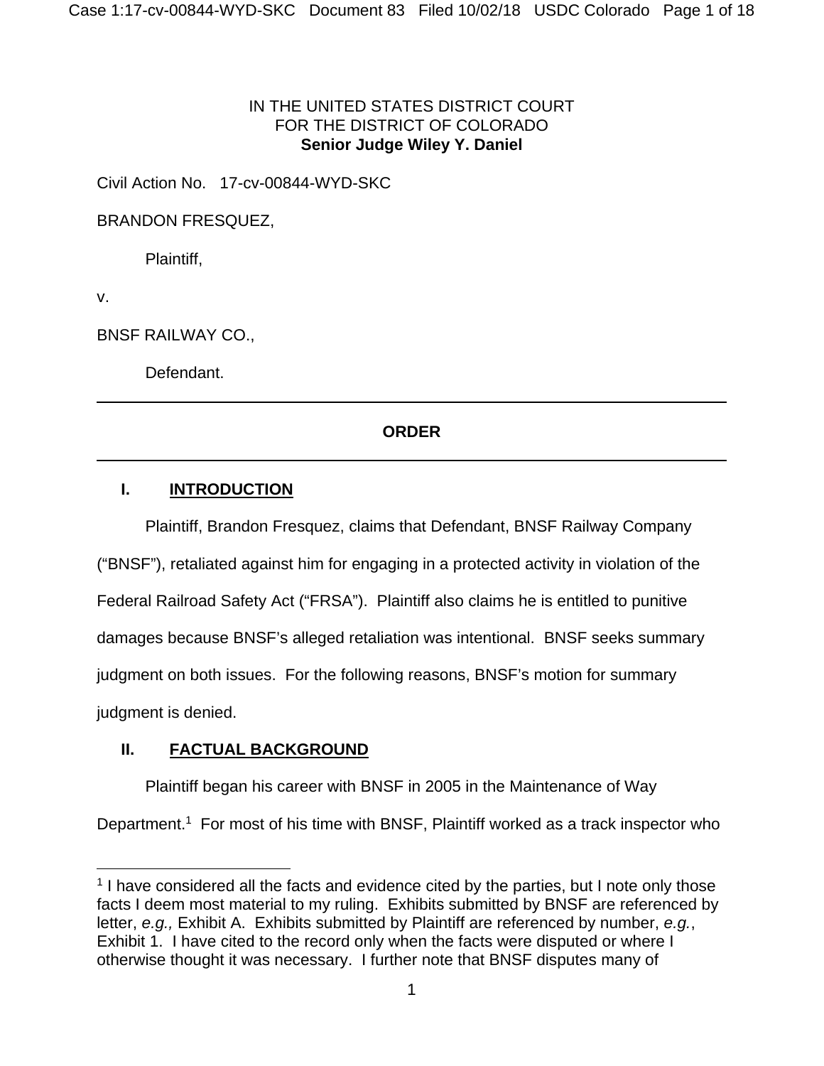IN THE UNITED STATES DISTRICT COURT
FOR THE DISTRICT OF COLORADO
**Senior Judge Wiley Y. Daniel**

Civil Action No. 17-cv-00844-WYD-SKC

BRANDON FRESQUEZ,

Plaintiff,

v.

BNSF RAILWAY CO.,

Defendant.

---

**ORDER**

---

## I. INTRODUCTION

Plaintiff, Brandon Fresquez, claims that Defendant, BNSF Railway Company ("BNSF"), retaliated against him for engaging in a protected activity in violation of the Federal Railroad Safety Act ("FRSA"). Plaintiff also claims he is entitled to punitive damages because BNSF's alleged retaliation was intentional. BNSF seeks summary judgment on both issues. For the following reasons, BNSF's motion for summary judgment is denied.

## II. FACTUAL BACKGROUND

Plaintiff began his career with BNSF in 2005 in the Maintenance of Way Department.[1] For most of his time with BNSF, Plaintiff worked as a track inspector who

---

[1] I have considered all the facts and evidence cited by the parties, but I note only those facts I deem most material to my ruling. Exhibits submitted by BNSF are referenced by letter, *e.g.,* Exhibit A. Exhibits submitted by Plaintiff are referenced by number, *e.g.*, Exhibit 1. I have cited to the record only when the facts were disputed or where I otherwise thought it was necessary. I further note that BNSF disputes many of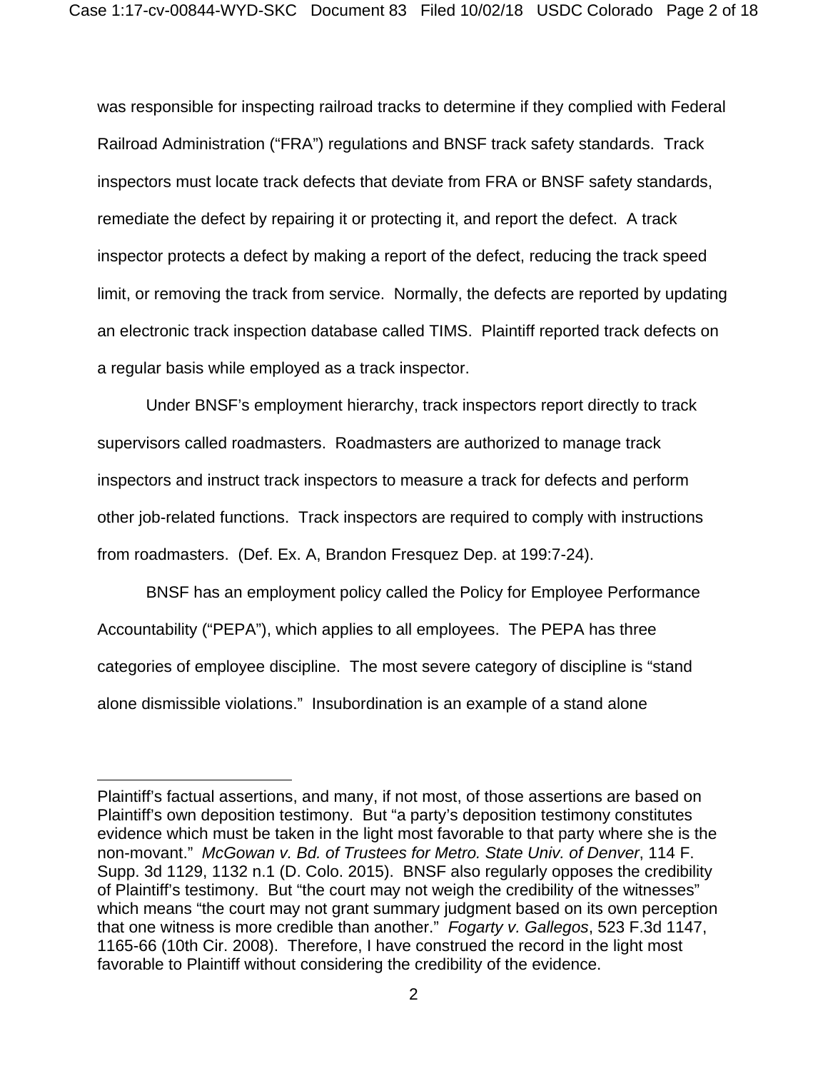was responsible for inspecting railroad tracks to determine if they complied with Federal Railroad Administration ("FRA") regulations and BNSF track safety standards. Track inspectors must locate track defects that deviate from FRA or BNSF safety standards, remediate the defect by repairing it or protecting it, and report the defect. A track inspector protects a defect by making a report of the defect, reducing the track speed limit, or removing the track from service. Normally, the defects are reported by updating an electronic track inspection database called TIMS. Plaintiff reported track defects on a regular basis while employed as a track inspector.

Under BNSF's employment hierarchy, track inspectors report directly to track supervisors called roadmasters. Roadmasters are authorized to manage track inspectors and instruct track inspectors to measure a track for defects and perform other job-related functions. Track inspectors are required to comply with instructions from roadmasters. (Def. Ex. A, Brandon Fresquez Dep. at 199:7-24).

BNSF has an employment policy called the Policy for Employee Performance Accountability ("PEPA"), which applies to all employees. The PEPA has three categories of employee discipline. The most severe category of discipline is "stand alone dismissible violations." Insubordination is an example of a stand alone

---

Plaintiff's factual assertions, and many, if not most, of those assertions are based on Plaintiff's own deposition testimony. But "a party's deposition testimony constitutes evidence which must be taken in the light most favorable to that party where she is the non-movant." *McGowan v. Bd. of Trustees for Metro. State Univ. of Denver*, 114 F. Supp. 3d 1129, 1132 n.1 (D. Colo. 2015). BNSF also regularly opposes the credibility of Plaintiff's testimony. But "the court may not weigh the credibility of the witnesses" which means "the court may not grant summary judgment based on its own perception that one witness is more credible than another." *Fogarty v. Gallegos*, 523 F.3d 1147, 1165-66 (10th Cir. 2008). Therefore, I have construed the record in the light most favorable to Plaintiff without considering the credibility of the evidence.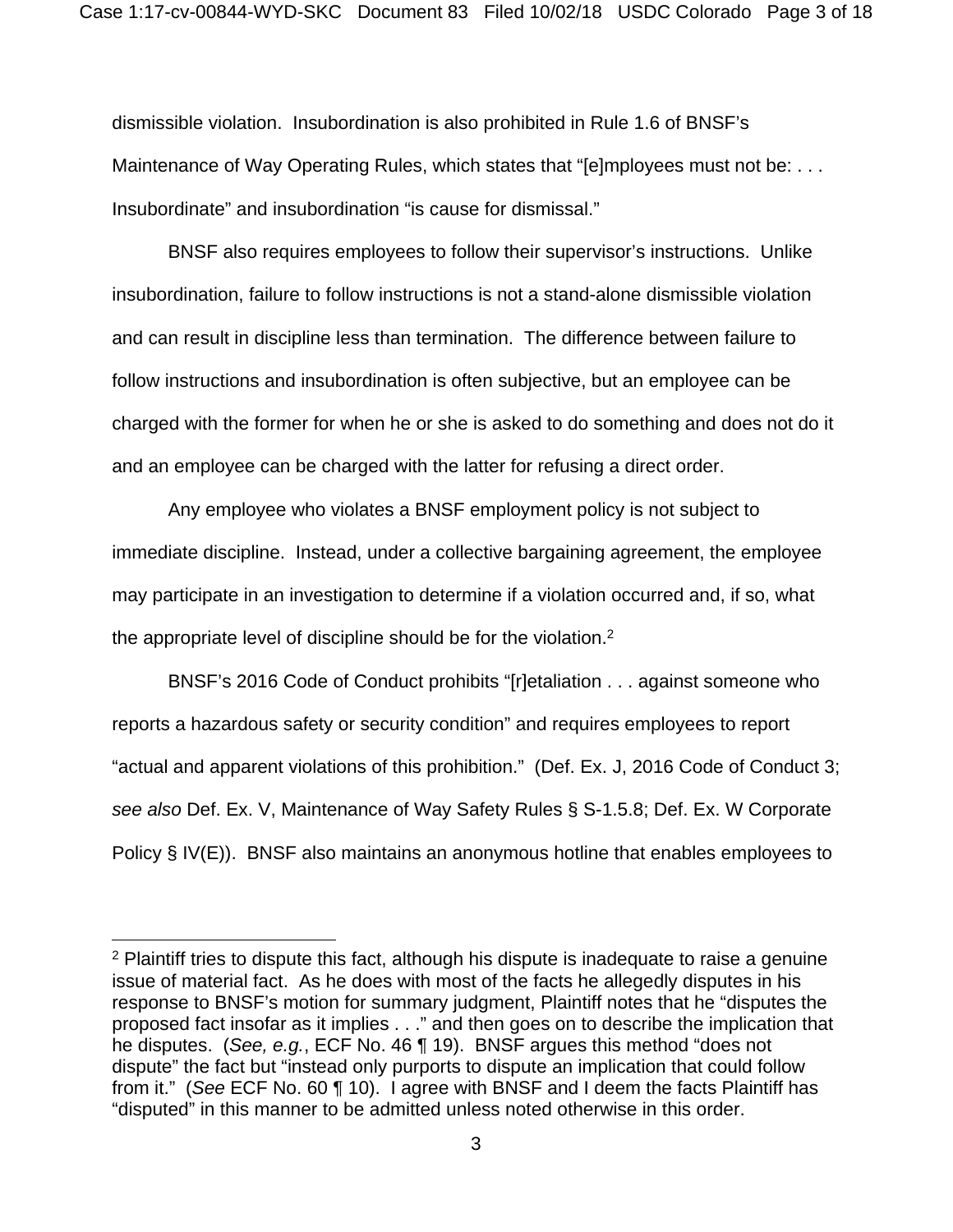dismissible violation. Insubordination is also prohibited in Rule 1.6 of BNSF's Maintenance of Way Operating Rules, which states that "[e]mployees must not be: . . . Insubordinate" and insubordination "is cause for dismissal."

BNSF also requires employees to follow their supervisor's instructions. Unlike insubordination, failure to follow instructions is not a stand-alone dismissible violation and can result in discipline less than termination. The difference between failure to follow instructions and insubordination is often subjective, but an employee can be charged with the former for when he or she is asked to do something and does not do it and an employee can be charged with the latter for refusing a direct order.

Any employee who violates a BNSF employment policy is not subject to immediate discipline. Instead, under a collective bargaining agreement, the employee may participate in an investigation to determine if a violation occurred and, if so, what the appropriate level of discipline should be for the violation.[2]

BNSF's 2016 Code of Conduct prohibits "[r]etaliation . . . against someone who reports a hazardous safety or security condition" and requires employees to report "actual and apparent violations of this prohibition." (Def. Ex. J, 2016 Code of Conduct 3; *see also* Def. Ex. V, Maintenance of Way Safety Rules § S-1.5.8; Def. Ex. W Corporate Policy § IV(E)). BNSF also maintains an anonymous hotline that enables employees to

---

[2] Plaintiff tries to dispute this fact, although his dispute is inadequate to raise a genuine issue of material fact. As he does with most of the facts he allegedly disputes in his response to BNSF's motion for summary judgment, Plaintiff notes that he "disputes the proposed fact insofar as it implies . . ." and then goes on to describe the implication that he disputes. (*See, e.g.*, ECF No. 46 ¶ 19). BNSF argues this method "does not dispute" the fact but "instead only purports to dispute an implication that could follow from it." (*See* ECF No. 60 ¶ 10). I agree with BNSF and I deem the facts Plaintiff has "disputed" in this manner to be admitted unless noted otherwise in this order.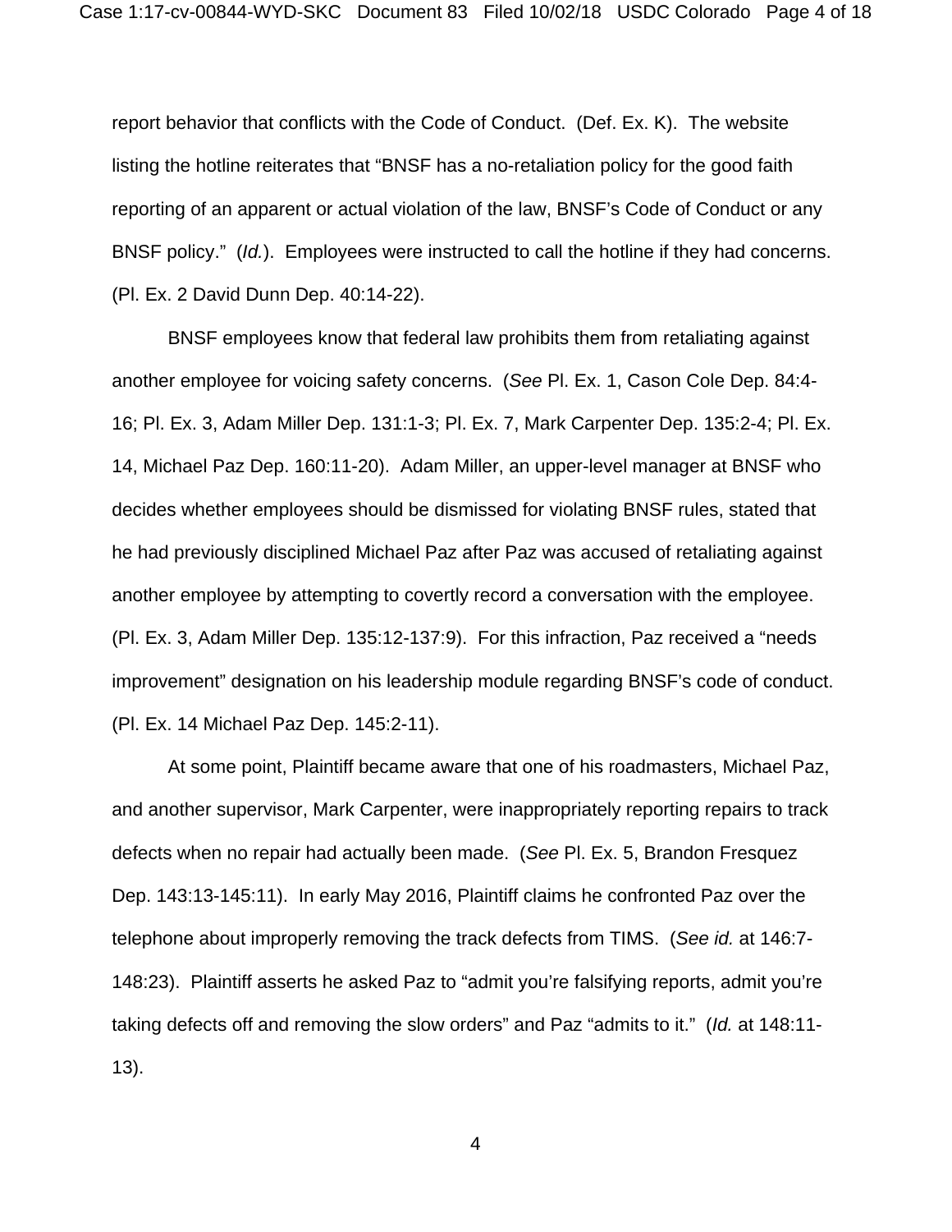report behavior that conflicts with the Code of Conduct. (Def. Ex. K). The website listing the hotline reiterates that "BNSF has a no-retaliation policy for the good faith reporting of an apparent or actual violation of the law, BNSF's Code of Conduct or any BNSF policy." (*Id.*). Employees were instructed to call the hotline if they had concerns. (Pl. Ex. 2 David Dunn Dep. 40:14-22).

BNSF employees know that federal law prohibits them from retaliating against another employee for voicing safety concerns. (*See* Pl. Ex. 1, Cason Cole Dep. 84:4-16; Pl. Ex. 3, Adam Miller Dep. 131:1-3; Pl. Ex. 7, Mark Carpenter Dep. 135:2-4; Pl. Ex. 14, Michael Paz Dep. 160:11-20). Adam Miller, an upper-level manager at BNSF who decides whether employees should be dismissed for violating BNSF rules, stated that he had previously disciplined Michael Paz after Paz was accused of retaliating against another employee by attempting to covertly record a conversation with the employee. (Pl. Ex. 3, Adam Miller Dep. 135:12-137:9). For this infraction, Paz received a "needs improvement" designation on his leadership module regarding BNSF's code of conduct. (Pl. Ex. 14 Michael Paz Dep. 145:2-11).

At some point, Plaintiff became aware that one of his roadmasters, Michael Paz, and another supervisor, Mark Carpenter, were inappropriately reporting repairs to track defects when no repair had actually been made. (*See* Pl. Ex. 5, Brandon Fresquez Dep. 143:13-145:11). In early May 2016, Plaintiff claims he confronted Paz over the telephone about improperly removing the track defects from TIMS. (*See id.* at 146:7-148:23). Plaintiff asserts he asked Paz to "admit you're falsifying reports, admit you're taking defects off and removing the slow orders" and Paz "admits to it." (*Id.* at 148:11-13).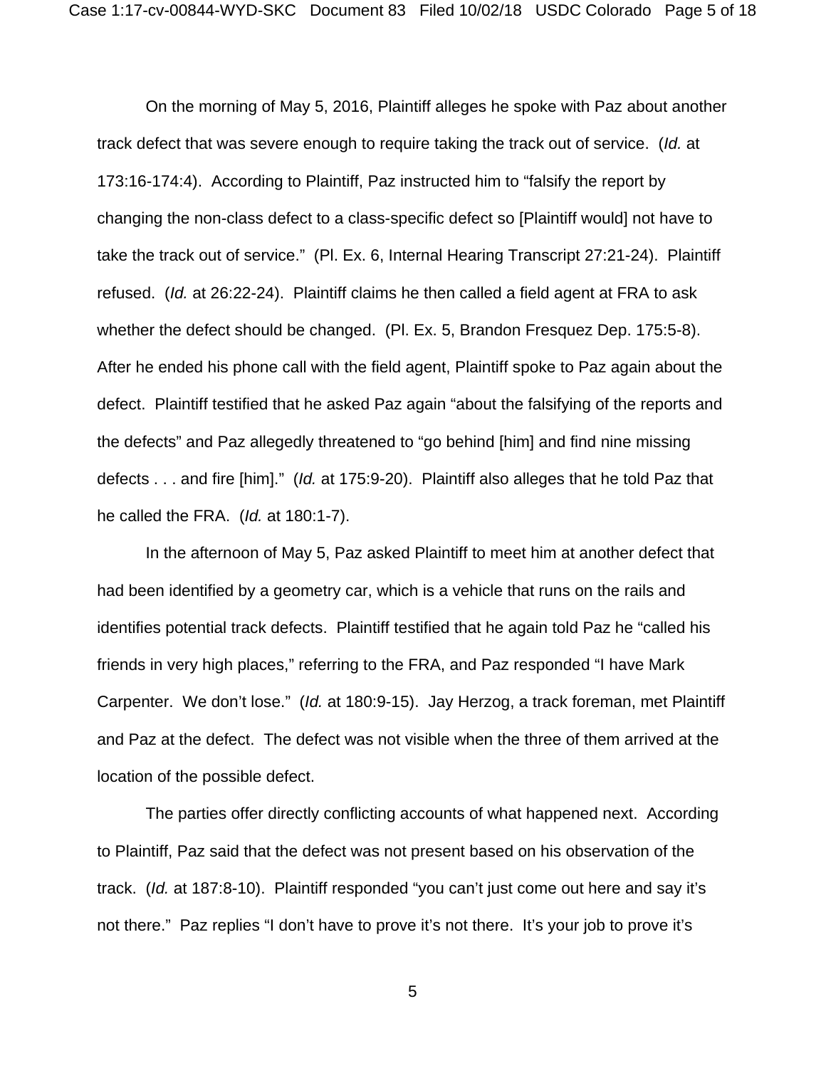On the morning of May 5, 2016, Plaintiff alleges he spoke with Paz about another track defect that was severe enough to require taking the track out of service. (*Id.* at 173:16-174:4). According to Plaintiff, Paz instructed him to "falsify the report by changing the non-class defect to a class-specific defect so [Plaintiff would] not have to take the track out of service." (Pl. Ex. 6, Internal Hearing Transcript 27:21-24). Plaintiff refused. (*Id.* at 26:22-24). Plaintiff claims he then called a field agent at FRA to ask whether the defect should be changed. (Pl. Ex. 5, Brandon Fresquez Dep. 175:5-8). After he ended his phone call with the field agent, Plaintiff spoke to Paz again about the defect. Plaintiff testified that he asked Paz again "about the falsifying of the reports and the defects" and Paz allegedly threatened to "go behind [him] and find nine missing defects . . . and fire [him]." (*Id.* at 175:9-20). Plaintiff also alleges that he told Paz that he called the FRA. (*Id.* at 180:1-7).

In the afternoon of May 5, Paz asked Plaintiff to meet him at another defect that had been identified by a geometry car, which is a vehicle that runs on the rails and identifies potential track defects. Plaintiff testified that he again told Paz he "called his friends in very high places," referring to the FRA, and Paz responded "I have Mark Carpenter. We don't lose." (*Id.* at 180:9-15). Jay Herzog, a track foreman, met Plaintiff and Paz at the defect. The defect was not visible when the three of them arrived at the location of the possible defect.

The parties offer directly conflicting accounts of what happened next. According to Plaintiff, Paz said that the defect was not present based on his observation of the track. (*Id.* at 187:8-10). Plaintiff responded "you can't just come out here and say it's not there." Paz replies "I don't have to prove it's not there. It's your job to prove it's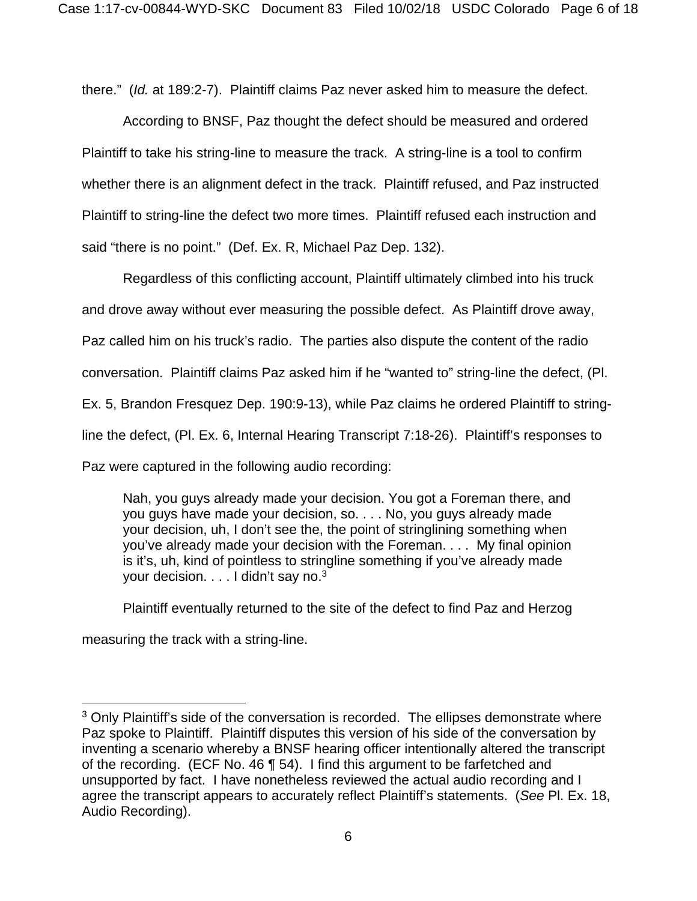there." (*Id.* at 189:2-7). Plaintiff claims Paz never asked him to measure the defect.

According to BNSF, Paz thought the defect should be measured and ordered Plaintiff to take his string-line to measure the track. A string-line is a tool to confirm whether there is an alignment defect in the track. Plaintiff refused, and Paz instructed Plaintiff to string-line the defect two more times. Plaintiff refused each instruction and said "there is no point." (Def. Ex. R, Michael Paz Dep. 132).

Regardless of this conflicting account, Plaintiff ultimately climbed into his truck and drove away without ever measuring the possible defect. As Plaintiff drove away, Paz called him on his truck's radio. The parties also dispute the content of the radio conversation. Plaintiff claims Paz asked him if he "wanted to" string-line the defect, (Pl. Ex. 5, Brandon Fresquez Dep. 190:9-13), while Paz claims he ordered Plaintiff to string-line the defect, (Pl. Ex. 6, Internal Hearing Transcript 7:18-26). Plaintiff's responses to Paz were captured in the following audio recording:

> Nah, you guys already made your decision. You got a Foreman there, and you guys have made your decision, so. . . . No, you guys already made your decision, uh, I don't see the, the point of stringlining something when you've already made your decision with the Foreman. . . . My final opinion is it's, uh, kind of pointless to stringline something if you've already made your decision. . . . I didn't say no.[3]

Plaintiff eventually returned to the site of the defect to find Paz and Herzog measuring the track with a string-line.

---

[3] Only Plaintiff's side of the conversation is recorded. The ellipses demonstrate where Paz spoke to Plaintiff. Plaintiff disputes this version of his side of the conversation by inventing a scenario whereby a BNSF hearing officer intentionally altered the transcript of the recording. (ECF No. 46 ¶ 54). I find this argument to be farfetched and unsupported by fact. I have nonetheless reviewed the actual audio recording and I agree the transcript appears to accurately reflect Plaintiff's statements. (*See* Pl. Ex. 18, Audio Recording).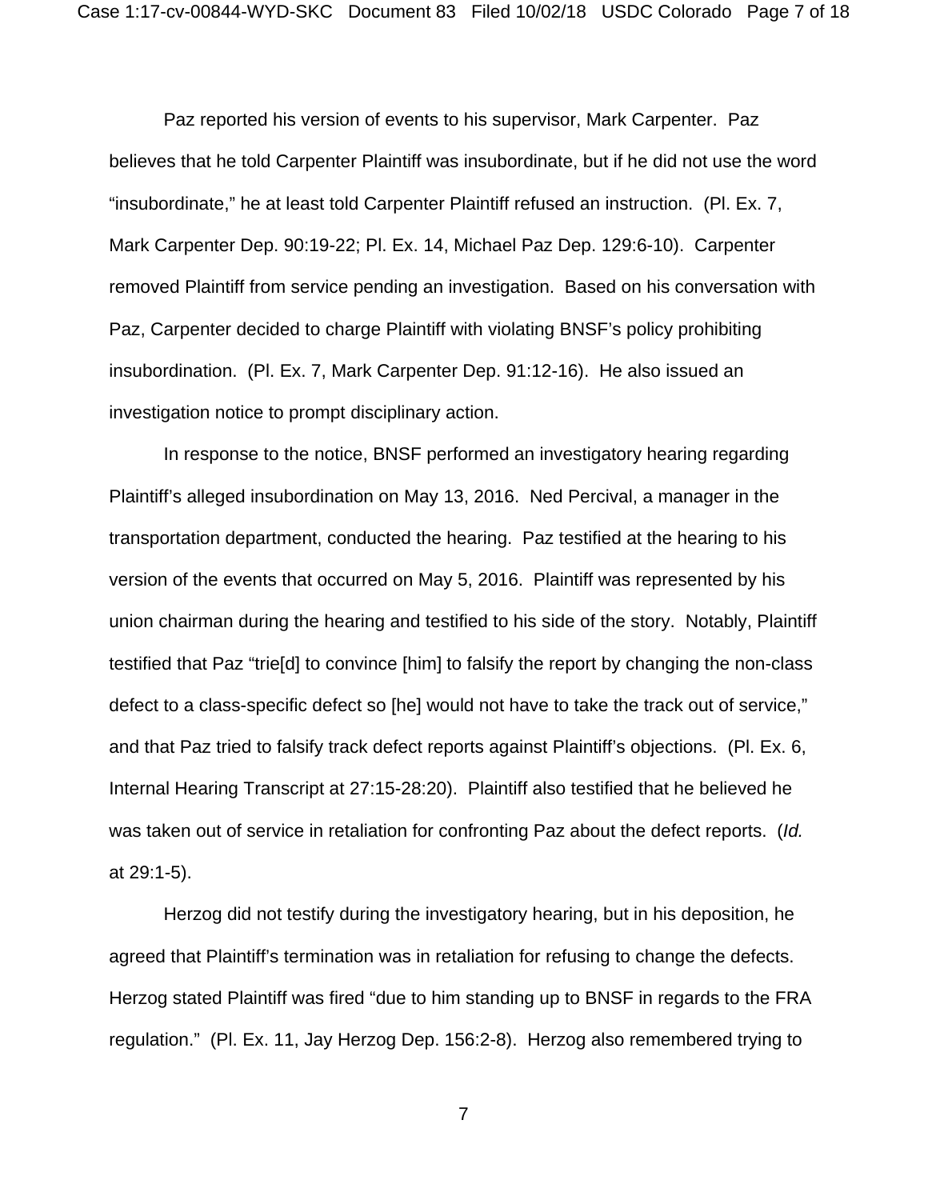Paz reported his version of events to his supervisor, Mark Carpenter. Paz believes that he told Carpenter Plaintiff was insubordinate, but if he did not use the word "insubordinate," he at least told Carpenter Plaintiff refused an instruction. (Pl. Ex. 7, Mark Carpenter Dep. 90:19-22; Pl. Ex. 14, Michael Paz Dep. 129:6-10). Carpenter removed Plaintiff from service pending an investigation. Based on his conversation with Paz, Carpenter decided to charge Plaintiff with violating BNSF's policy prohibiting insubordination. (Pl. Ex. 7, Mark Carpenter Dep. 91:12-16). He also issued an investigation notice to prompt disciplinary action.

In response to the notice, BNSF performed an investigatory hearing regarding Plaintiff's alleged insubordination on May 13, 2016. Ned Percival, a manager in the transportation department, conducted the hearing. Paz testified at the hearing to his version of the events that occurred on May 5, 2016. Plaintiff was represented by his union chairman during the hearing and testified to his side of the story. Notably, Plaintiff testified that Paz "trie[d] to convince [him] to falsify the report by changing the non-class defect to a class-specific defect so [he] would not have to take the track out of service," and that Paz tried to falsify track defect reports against Plaintiff's objections. (Pl. Ex. 6, Internal Hearing Transcript at 27:15-28:20). Plaintiff also testified that he believed he was taken out of service in retaliation for confronting Paz about the defect reports. (*Id.* at 29:1-5).

Herzog did not testify during the investigatory hearing, but in his deposition, he agreed that Plaintiff's termination was in retaliation for refusing to change the defects. Herzog stated Plaintiff was fired "due to him standing up to BNSF in regards to the FRA regulation." (Pl. Ex. 11, Jay Herzog Dep. 156:2-8). Herzog also remembered trying to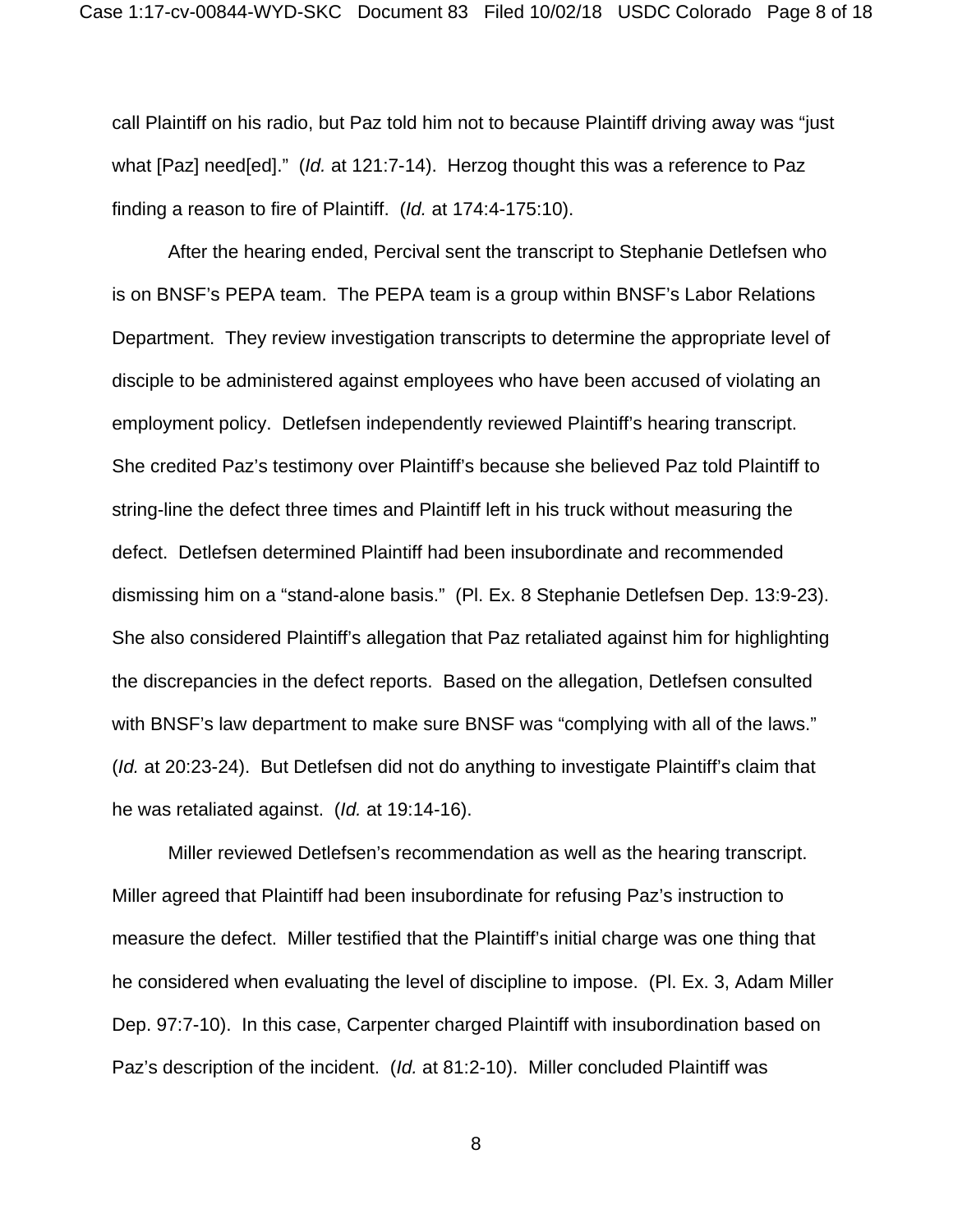call Plaintiff on his radio, but Paz told him not to because Plaintiff driving away was "just what [Paz] need[ed]." (*Id.* at 121:7-14). Herzog thought this was a reference to Paz finding a reason to fire of Plaintiff. (*Id.* at 174:4-175:10).

After the hearing ended, Percival sent the transcript to Stephanie Detlefsen who is on BNSF's PEPA team. The PEPA team is a group within BNSF's Labor Relations Department. They review investigation transcripts to determine the appropriate level of disciple to be administered against employees who have been accused of violating an employment policy. Detlefsen independently reviewed Plaintiff's hearing transcript. She credited Paz's testimony over Plaintiff's because she believed Paz told Plaintiff to string-line the defect three times and Plaintiff left in his truck without measuring the defect. Detlefsen determined Plaintiff had been insubordinate and recommended dismissing him on a "stand-alone basis." (Pl. Ex. 8 Stephanie Detlefsen Dep. 13:9-23). She also considered Plaintiff's allegation that Paz retaliated against him for highlighting the discrepancies in the defect reports. Based on the allegation, Detlefsen consulted with BNSF's law department to make sure BNSF was "complying with all of the laws." (*Id.* at 20:23-24). But Detlefsen did not do anything to investigate Plaintiff's claim that he was retaliated against. (*Id.* at 19:14-16).

Miller reviewed Detlefsen's recommendation as well as the hearing transcript. Miller agreed that Plaintiff had been insubordinate for refusing Paz's instruction to measure the defect. Miller testified that the Plaintiff's initial charge was one thing that he considered when evaluating the level of discipline to impose. (Pl. Ex. 3, Adam Miller Dep. 97:7-10). In this case, Carpenter charged Plaintiff with insubordination based on Paz's description of the incident. (*Id.* at 81:2-10). Miller concluded Plaintiff was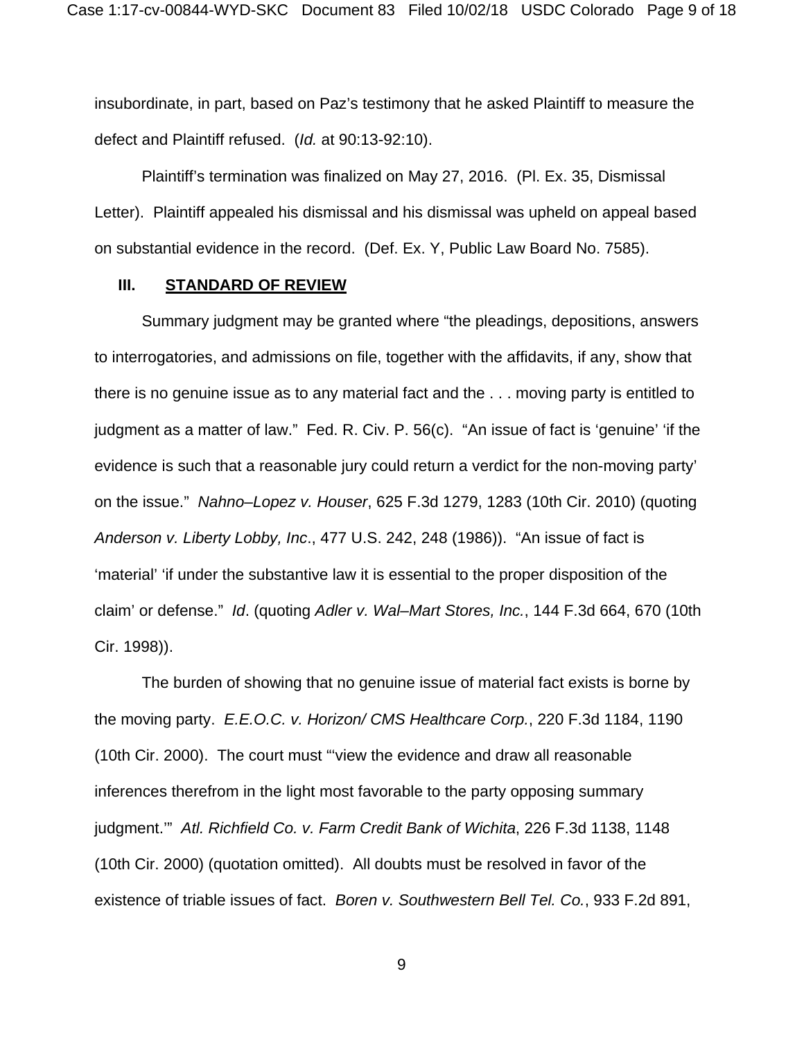insubordinate, in part, based on Paz's testimony that he asked Plaintiff to measure the defect and Plaintiff refused. (*Id.* at 90:13-92:10).

Plaintiff's termination was finalized on May 27, 2016. (Pl. Ex. 35, Dismissal Letter). Plaintiff appealed his dismissal and his dismissal was upheld on appeal based on substantial evidence in the record. (Def. Ex. Y, Public Law Board No. 7585).

## III. STANDARD OF REVIEW

Summary judgment may be granted where "the pleadings, depositions, answers to interrogatories, and admissions on file, together with the affidavits, if any, show that there is no genuine issue as to any material fact and the . . . moving party is entitled to judgment as a matter of law." Fed. R. Civ. P. 56(c). "An issue of fact is 'genuine' 'if the evidence is such that a reasonable jury could return a verdict for the non-moving party' on the issue." *Nahno–Lopez v. Houser*, 625 F.3d 1279, 1283 (10th Cir. 2010) (quoting *Anderson v. Liberty Lobby, Inc*., 477 U.S. 242, 248 (1986)). "An issue of fact is 'material' 'if under the substantive law it is essential to the proper disposition of the claim' or defense." *Id*. (quoting *Adler v. Wal–Mart Stores, Inc.*, 144 F.3d 664, 670 (10th Cir. 1998)).

The burden of showing that no genuine issue of material fact exists is borne by the moving party. *E.E.O.C. v. Horizon/ CMS Healthcare Corp.*, 220 F.3d 1184, 1190 (10th Cir. 2000). The court must "'view the evidence and draw all reasonable inferences therefrom in the light most favorable to the party opposing summary judgment.'" *Atl. Richfield Co. v. Farm Credit Bank of Wichita*, 226 F.3d 1138, 1148 (10th Cir. 2000) (quotation omitted). All doubts must be resolved in favor of the existence of triable issues of fact. *Boren v. Southwestern Bell Tel. Co.*, 933 F.2d 891,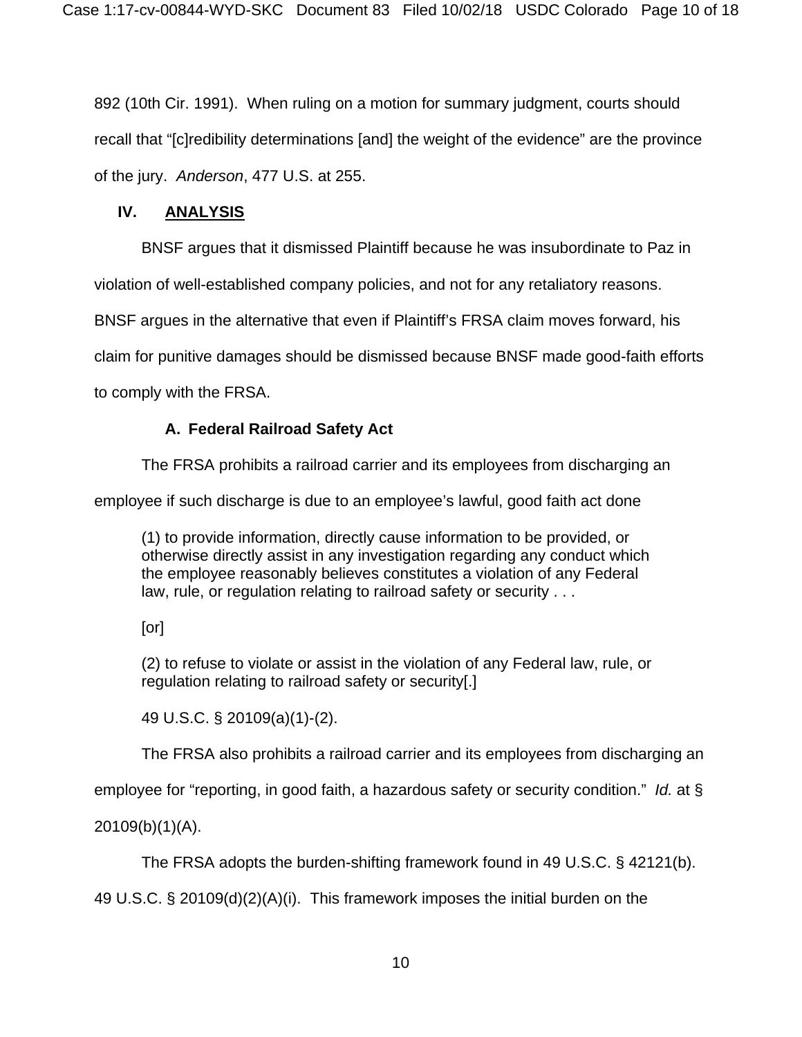892 (10th Cir. 1991). When ruling on a motion for summary judgment, courts should recall that "[c]redibility determinations [and] the weight of the evidence" are the province of the jury. *Anderson*, 477 U.S. at 255.

## IV. ANALYSIS

BNSF argues that it dismissed Plaintiff because he was insubordinate to Paz in violation of well-established company policies, and not for any retaliatory reasons. BNSF argues in the alternative that even if Plaintiff's FRSA claim moves forward, his claim for punitive damages should be dismissed because BNSF made good-faith efforts to comply with the FRSA.

### A. Federal Railroad Safety Act

The FRSA prohibits a railroad carrier and its employees from discharging an employee if such discharge is due to an employee's lawful, good faith act done

> (1) to provide information, directly cause information to be provided, or otherwise directly assist in any investigation regarding any conduct which the employee reasonably believes constitutes a violation of any Federal law, rule, or regulation relating to railroad safety or security . . .
>
> [or]
>
> (2) to refuse to violate or assist in the violation of any Federal law, rule, or regulation relating to railroad safety or security[.]
>
> 49 U.S.C. § 20109(a)(1)-(2).

The FRSA also prohibits a railroad carrier and its employees from discharging an employee for "reporting, in good faith, a hazardous safety or security condition." *Id.* at § 20109(b)(1)(A).

The FRSA adopts the burden-shifting framework found in 49 U.S.C. § 42121(b). 49 U.S.C. § 20109(d)(2)(A)(i). This framework imposes the initial burden on the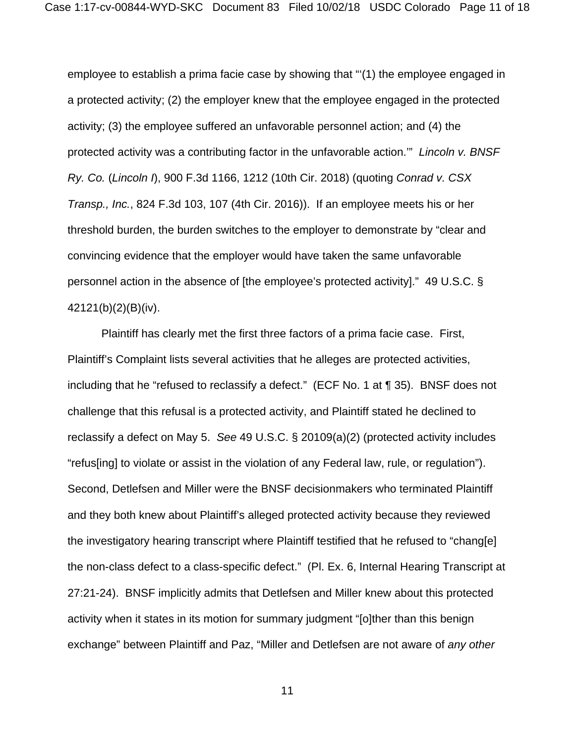employee to establish a prima facie case by showing that "'(1) the employee engaged in a protected activity; (2) the employer knew that the employee engaged in the protected activity; (3) the employee suffered an unfavorable personnel action; and (4) the protected activity was a contributing factor in the unfavorable action.'" *Lincoln v. BNSF Ry. Co.* (*Lincoln I*), 900 F.3d 1166, 1212 (10th Cir. 2018) (quoting *Conrad v. CSX Transp., Inc.*, 824 F.3d 103, 107 (4th Cir. 2016)). If an employee meets his or her threshold burden, the burden switches to the employer to demonstrate by "clear and convincing evidence that the employer would have taken the same unfavorable personnel action in the absence of [the employee's protected activity]." 49 U.S.C. § 42121(b)(2)(B)(iv).

Plaintiff has clearly met the first three factors of a prima facie case. First, Plaintiff's Complaint lists several activities that he alleges are protected activities, including that he "refused to reclassify a defect." (ECF No. 1 at ¶ 35). BNSF does not challenge that this refusal is a protected activity, and Plaintiff stated he declined to reclassify a defect on May 5. *See* 49 U.S.C. § 20109(a)(2) (protected activity includes "refus[ing] to violate or assist in the violation of any Federal law, rule, or regulation"). Second, Detlefsen and Miller were the BNSF decisionmakers who terminated Plaintiff and they both knew about Plaintiff's alleged protected activity because they reviewed the investigatory hearing transcript where Plaintiff testified that he refused to "chang[e] the non-class defect to a class-specific defect." (Pl. Ex. 6, Internal Hearing Transcript at 27:21-24). BNSF implicitly admits that Detlefsen and Miller knew about this protected activity when it states in its motion for summary judgment "[o]ther than this benign exchange" between Plaintiff and Paz, "Miller and Detlefsen are not aware of *any other*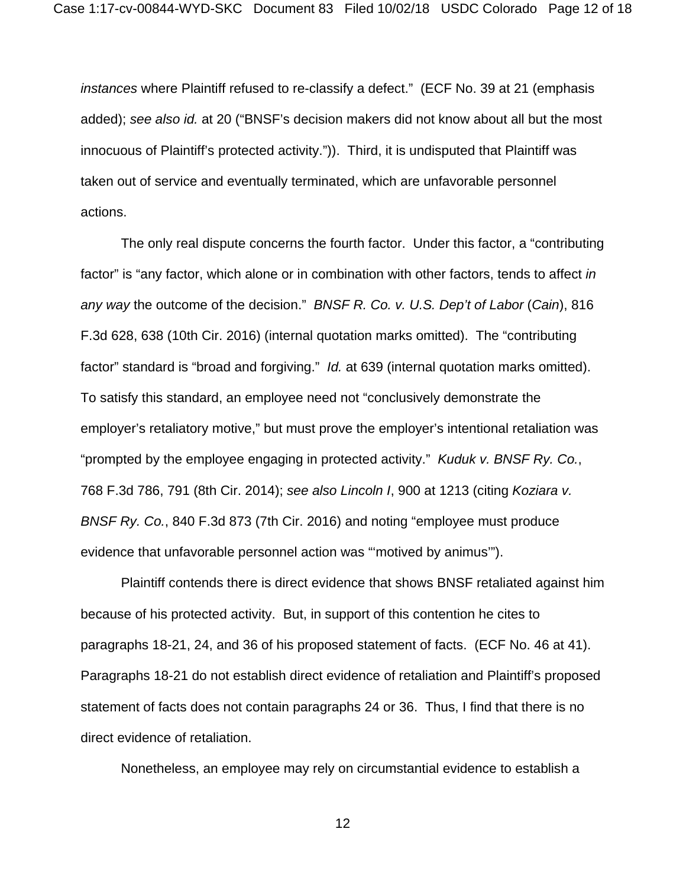*instances* where Plaintiff refused to re-classify a defect." (ECF No. 39 at 21 (emphasis added); *see also id.* at 20 ("BNSF's decision makers did not know about all but the most innocuous of Plaintiff's protected activity.")). Third, it is undisputed that Plaintiff was taken out of service and eventually terminated, which are unfavorable personnel actions.

The only real dispute concerns the fourth factor. Under this factor, a "contributing factor" is "any factor, which alone or in combination with other factors, tends to affect *in any way* the outcome of the decision." *BNSF R. Co. v. U.S. Dep't of Labor* (*Cain*), 816 F.3d 628, 638 (10th Cir. 2016) (internal quotation marks omitted). The "contributing factor" standard is "broad and forgiving." *Id.* at 639 (internal quotation marks omitted). To satisfy this standard, an employee need not "conclusively demonstrate the employer's retaliatory motive," but must prove the employer's intentional retaliation was "prompted by the employee engaging in protected activity." *Kuduk v. BNSF Ry. Co.*, 768 F.3d 786, 791 (8th Cir. 2014); *see also Lincoln I*, 900 at 1213 (citing *Koziara v. BNSF Ry. Co.*, 840 F.3d 873 (7th Cir. 2016) and noting "employee must produce evidence that unfavorable personnel action was "'motived by animus'").

Plaintiff contends there is direct evidence that shows BNSF retaliated against him because of his protected activity. But, in support of this contention he cites to paragraphs 18-21, 24, and 36 of his proposed statement of facts. (ECF No. 46 at 41). Paragraphs 18-21 do not establish direct evidence of retaliation and Plaintiff's proposed statement of facts does not contain paragraphs 24 or 36. Thus, I find that there is no direct evidence of retaliation.

Nonetheless, an employee may rely on circumstantial evidence to establish a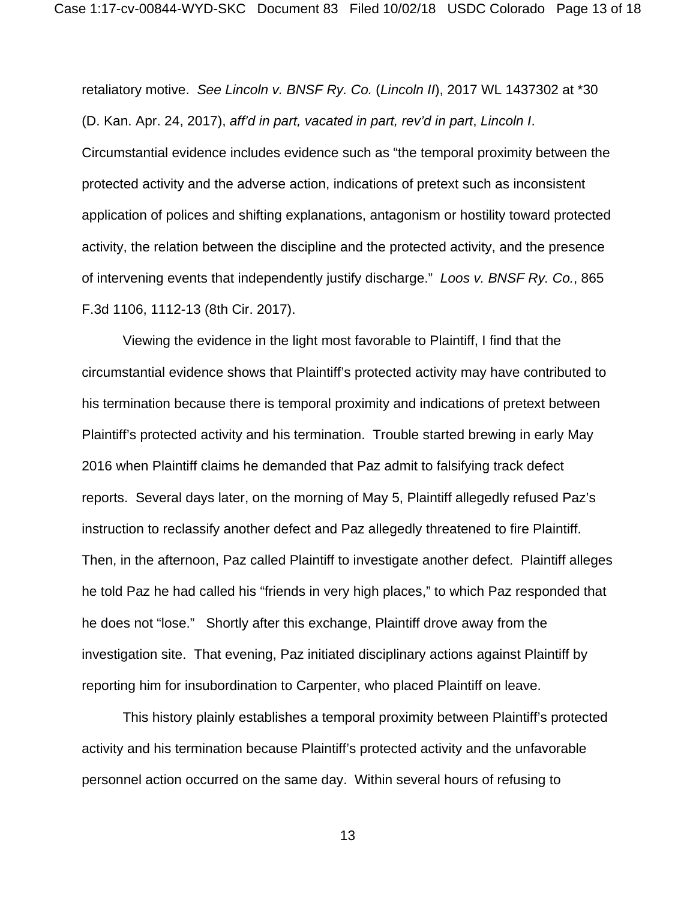retaliatory motive. *See Lincoln v. BNSF Ry. Co.* (*Lincoln II*), 2017 WL 1437302 at *30 (D. Kan. Apr. 24, 2017), *aff'd in part, vacated in part, rev'd in part*, *Lincoln I*. Circumstantial evidence includes evidence such as "the temporal proximity between the protected activity and the adverse action, indications of pretext such as inconsistent application of polices and shifting explanations, antagonism or hostility toward protected activity, the relation between the discipline and the protected activity, and the presence of intervening events that independently justify discharge." *Loos v. BNSF Ry. Co.*, 865 F.3d 1106, 1112-13 (8th Cir. 2017).

Viewing the evidence in the light most favorable to Plaintiff, I find that the circumstantial evidence shows that Plaintiff's protected activity may have contributed to his termination because there is temporal proximity and indications of pretext between Plaintiff's protected activity and his termination. Trouble started brewing in early May 2016 when Plaintiff claims he demanded that Paz admit to falsifying track defect reports. Several days later, on the morning of May 5, Plaintiff allegedly refused Paz's instruction to reclassify another defect and Paz allegedly threatened to fire Plaintiff. Then, in the afternoon, Paz called Plaintiff to investigate another defect. Plaintiff alleges he told Paz he had called his "friends in very high places," to which Paz responded that he does not "lose." Shortly after this exchange, Plaintiff drove away from the investigation site. That evening, Paz initiated disciplinary actions against Plaintiff by reporting him for insubordination to Carpenter, who placed Plaintiff on leave.

This history plainly establishes a temporal proximity between Plaintiff's protected activity and his termination because Plaintiff's protected activity and the unfavorable personnel action occurred on the same day. Within several hours of refusing to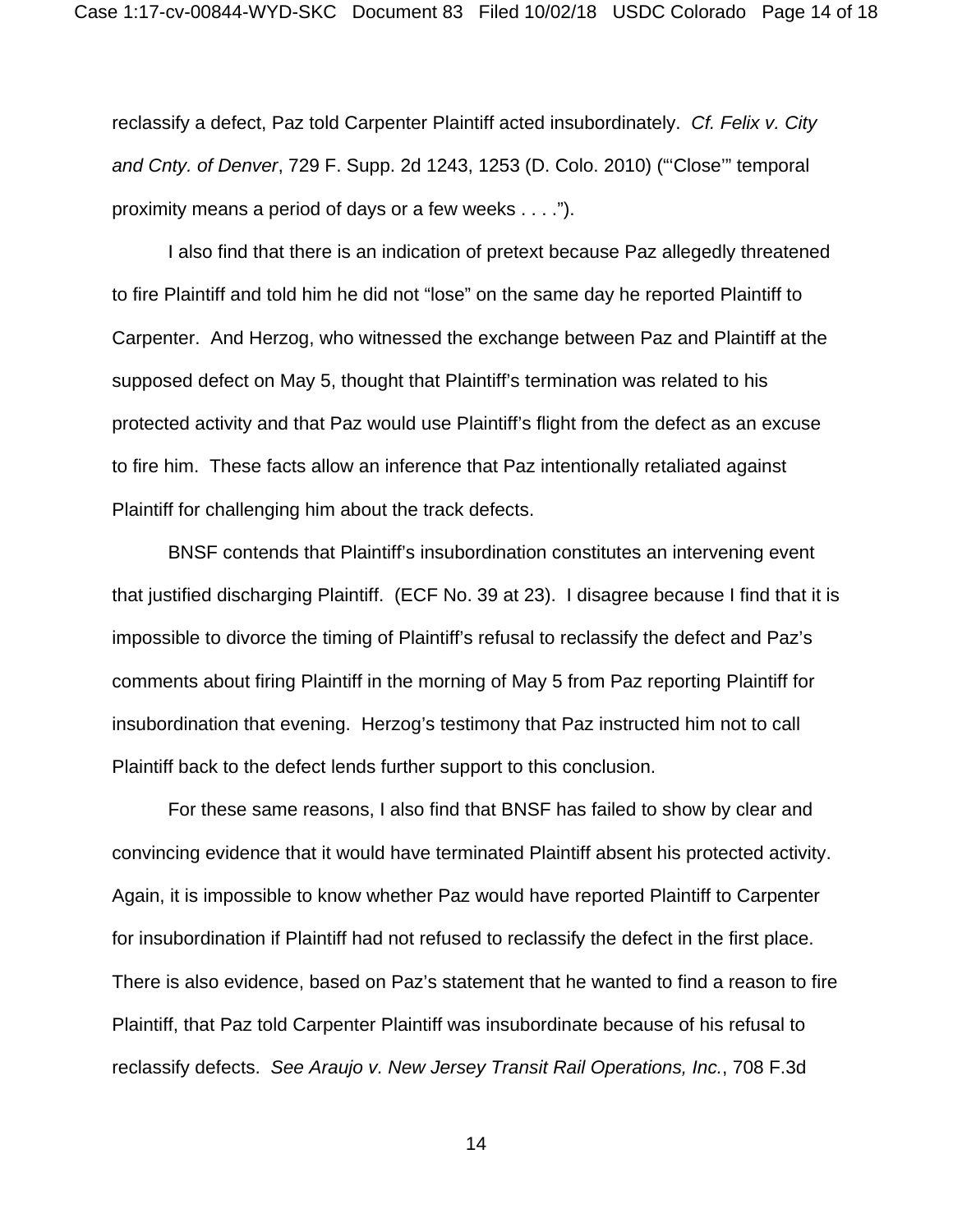reclassify a defect, Paz told Carpenter Plaintiff acted insubordinately. *Cf. Felix v. City and Cnty. of Denver*, 729 F. Supp. 2d 1243, 1253 (D. Colo. 2010) ("'Close'" temporal proximity means a period of days or a few weeks . . . .").

I also find that there is an indication of pretext because Paz allegedly threatened to fire Plaintiff and told him he did not "lose" on the same day he reported Plaintiff to Carpenter. And Herzog, who witnessed the exchange between Paz and Plaintiff at the supposed defect on May 5, thought that Plaintiff's termination was related to his protected activity and that Paz would use Plaintiff's flight from the defect as an excuse to fire him. These facts allow an inference that Paz intentionally retaliated against Plaintiff for challenging him about the track defects.

BNSF contends that Plaintiff's insubordination constitutes an intervening event that justified discharging Plaintiff. (ECF No. 39 at 23). I disagree because I find that it is impossible to divorce the timing of Plaintiff's refusal to reclassify the defect and Paz's comments about firing Plaintiff in the morning of May 5 from Paz reporting Plaintiff for insubordination that evening. Herzog's testimony that Paz instructed him not to call Plaintiff back to the defect lends further support to this conclusion.

For these same reasons, I also find that BNSF has failed to show by clear and convincing evidence that it would have terminated Plaintiff absent his protected activity. Again, it is impossible to know whether Paz would have reported Plaintiff to Carpenter for insubordination if Plaintiff had not refused to reclassify the defect in the first place. There is also evidence, based on Paz's statement that he wanted to find a reason to fire Plaintiff, that Paz told Carpenter Plaintiff was insubordinate because of his refusal to reclassify defects. *See Araujo v. New Jersey Transit Rail Operations, Inc.*, 708 F.3d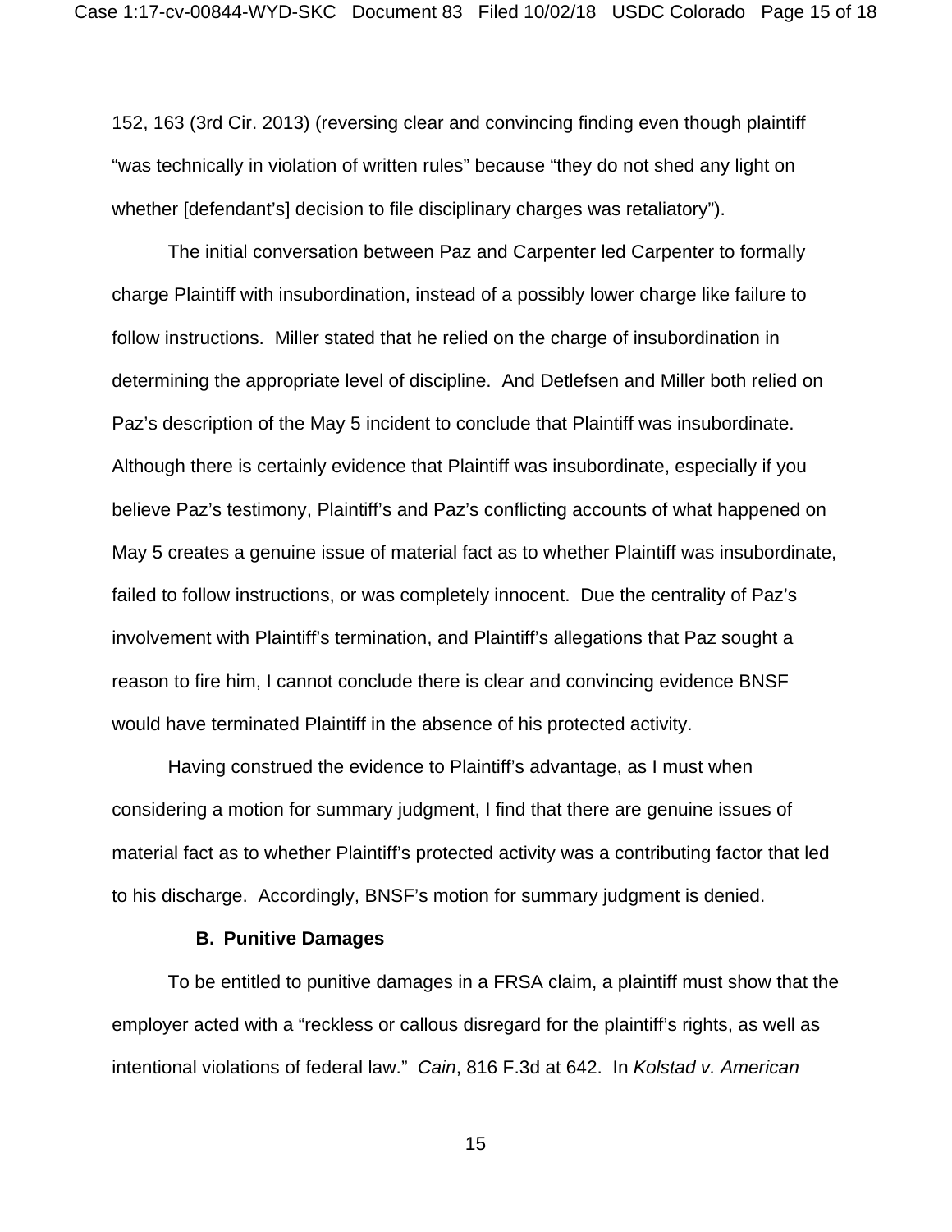152, 163 (3rd Cir. 2013) (reversing clear and convincing finding even though plaintiff "was technically in violation of written rules" because "they do not shed any light on whether [defendant's] decision to file disciplinary charges was retaliatory").

The initial conversation between Paz and Carpenter led Carpenter to formally charge Plaintiff with insubordination, instead of a possibly lower charge like failure to follow instructions. Miller stated that he relied on the charge of insubordination in determining the appropriate level of discipline. And Detlefsen and Miller both relied on Paz's description of the May 5 incident to conclude that Plaintiff was insubordinate. Although there is certainly evidence that Plaintiff was insubordinate, especially if you believe Paz's testimony, Plaintiff's and Paz's conflicting accounts of what happened on May 5 creates a genuine issue of material fact as to whether Plaintiff was insubordinate, failed to follow instructions, or was completely innocent. Due the centrality of Paz's involvement with Plaintiff's termination, and Plaintiff's allegations that Paz sought a reason to fire him, I cannot conclude there is clear and convincing evidence BNSF would have terminated Plaintiff in the absence of his protected activity.

Having construed the evidence to Plaintiff's advantage, as I must when considering a motion for summary judgment, I find that there are genuine issues of material fact as to whether Plaintiff's protected activity was a contributing factor that led to his discharge. Accordingly, BNSF's motion for summary judgment is denied.

### B. Punitive Damages

To be entitled to punitive damages in a FRSA claim, a plaintiff must show that the employer acted with a "reckless or callous disregard for the plaintiff's rights, as well as intentional violations of federal law." *Cain*, 816 F.3d at 642. In *Kolstad v. American*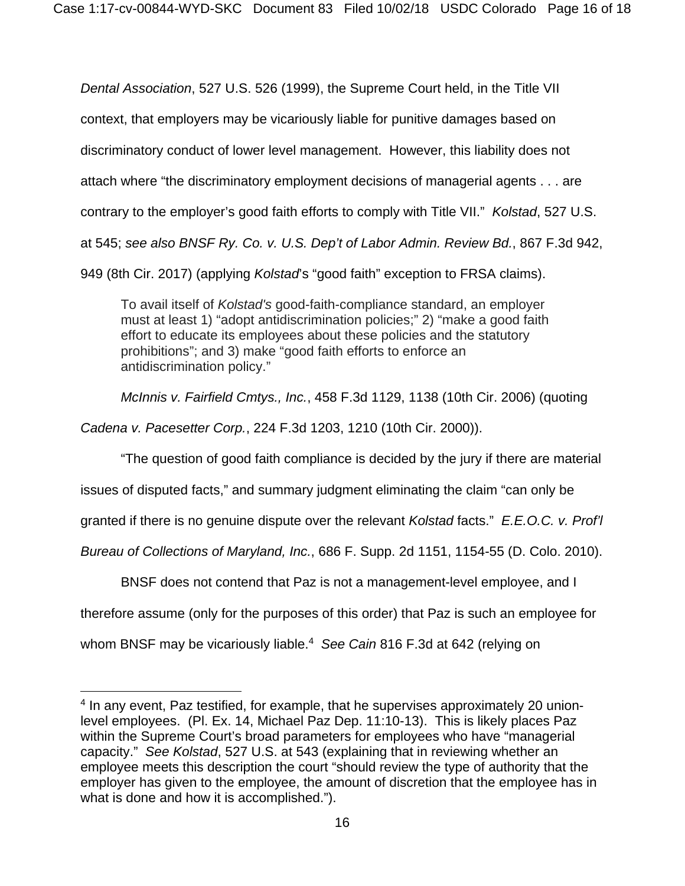*Dental Association*, 527 U.S. 526 (1999), the Supreme Court held, in the Title VII context, that employers may be vicariously liable for punitive damages based on discriminatory conduct of lower level management. However, this liability does not attach where "the discriminatory employment decisions of managerial agents . . . are contrary to the employer's good faith efforts to comply with Title VII." *Kolstad*, 527 U.S. at 545; *see also BNSF Ry. Co. v. U.S. Dep't of Labor Admin. Review Bd.*, 867 F.3d 942, 949 (8th Cir. 2017) (applying *Kolstad*'s "good faith" exception to FRSA claims).

> To avail itself of *Kolstad's* good-faith-compliance standard, an employer must at least 1) "adopt antidiscrimination policies;" 2) "make a good faith effort to educate its employees about these policies and the statutory prohibitions"; and 3) make "good faith efforts to enforce an antidiscrimination policy."

*McInnis v. Fairfield Cmtys., Inc.*, 458 F.3d 1129, 1138 (10th Cir. 2006) (quoting *Cadena v. Pacesetter Corp.*, 224 F.3d 1203, 1210 (10th Cir. 2000)).

"The question of good faith compliance is decided by the jury if there are material issues of disputed facts," and summary judgment eliminating the claim "can only be granted if there is no genuine dispute over the relevant *Kolstad* facts." *E.E.O.C. v. Prof'l Bureau of Collections of Maryland, Inc.*, 686 F. Supp. 2d 1151, 1154-55 (D. Colo. 2010).

BNSF does not contend that Paz is not a management-level employee, and I therefore assume (only for the purposes of this order) that Paz is such an employee for whom BNSF may be vicariously liable.[4] *See Cain* 816 F.3d at 642 (relying on

---

[4] In any event, Paz testified, for example, that he supervises approximately 20 union-level employees. (Pl. Ex. 14, Michael Paz Dep. 11:10-13). This is likely places Paz within the Supreme Court's broad parameters for employees who have "managerial capacity." *See Kolstad*, 527 U.S. at 543 (explaining that in reviewing whether an employee meets this description the court "should review the type of authority that the employer has given to the employee, the amount of discretion that the employee has in what is done and how it is accomplished.").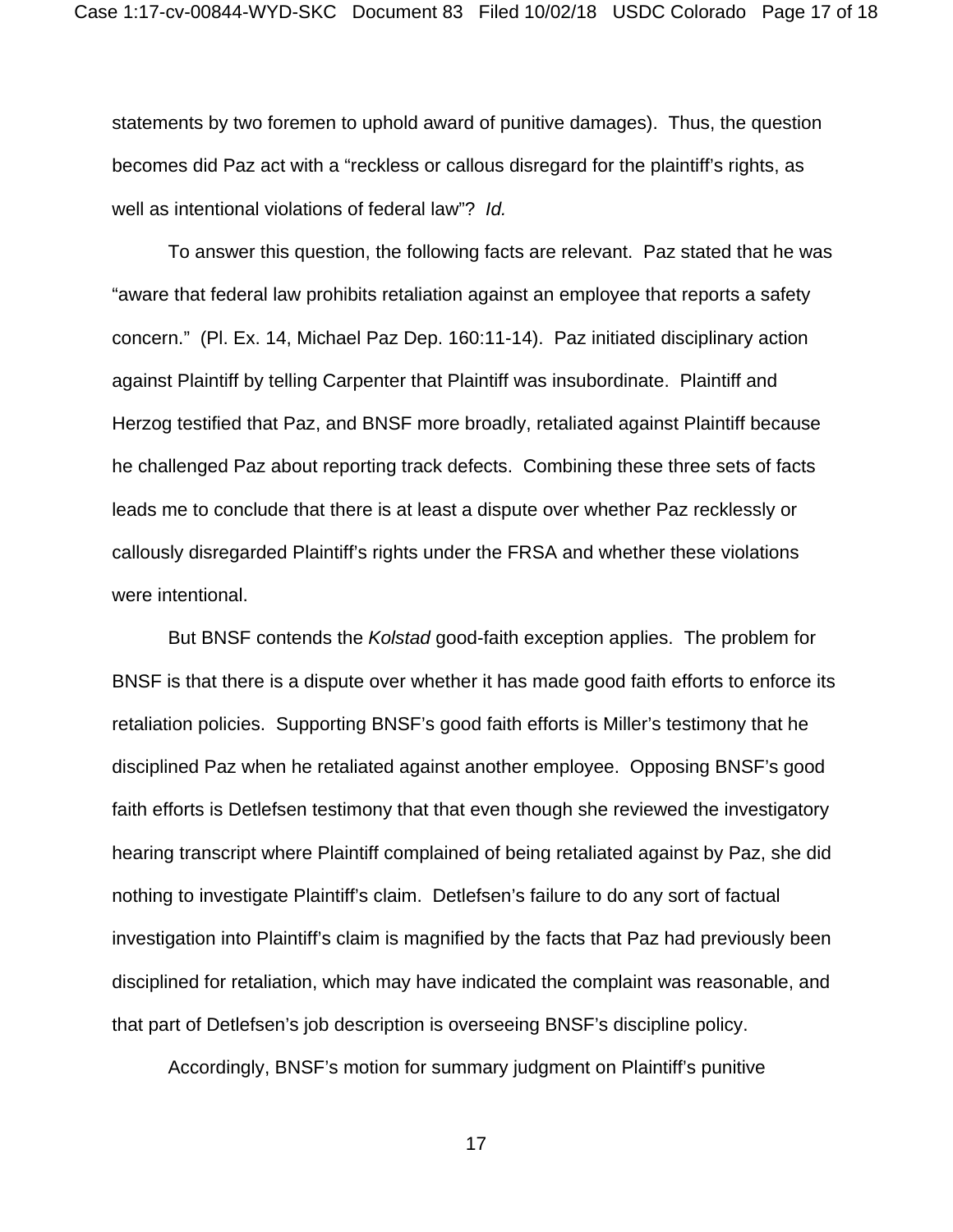statements by two foremen to uphold award of punitive damages). Thus, the question becomes did Paz act with a "reckless or callous disregard for the plaintiff's rights, as well as intentional violations of federal law"? *Id.*

To answer this question, the following facts are relevant. Paz stated that he was "aware that federal law prohibits retaliation against an employee that reports a safety concern." (Pl. Ex. 14, Michael Paz Dep. 160:11-14). Paz initiated disciplinary action against Plaintiff by telling Carpenter that Plaintiff was insubordinate. Plaintiff and Herzog testified that Paz, and BNSF more broadly, retaliated against Plaintiff because he challenged Paz about reporting track defects. Combining these three sets of facts leads me to conclude that there is at least a dispute over whether Paz recklessly or callously disregarded Plaintiff's rights under the FRSA and whether these violations were intentional.

But BNSF contends the *Kolstad* good-faith exception applies. The problem for BNSF is that there is a dispute over whether it has made good faith efforts to enforce its retaliation policies. Supporting BNSF's good faith efforts is Miller's testimony that he disciplined Paz when he retaliated against another employee. Opposing BNSF's good faith efforts is Detlefsen testimony that that even though she reviewed the investigatory hearing transcript where Plaintiff complained of being retaliated against by Paz, she did nothing to investigate Plaintiff's claim. Detlefsen's failure to do any sort of factual investigation into Plaintiff's claim is magnified by the facts that Paz had previously been disciplined for retaliation, which may have indicated the complaint was reasonable, and that part of Detlefsen's job description is overseeing BNSF's discipline policy.

Accordingly, BNSF's motion for summary judgment on Plaintiff's punitive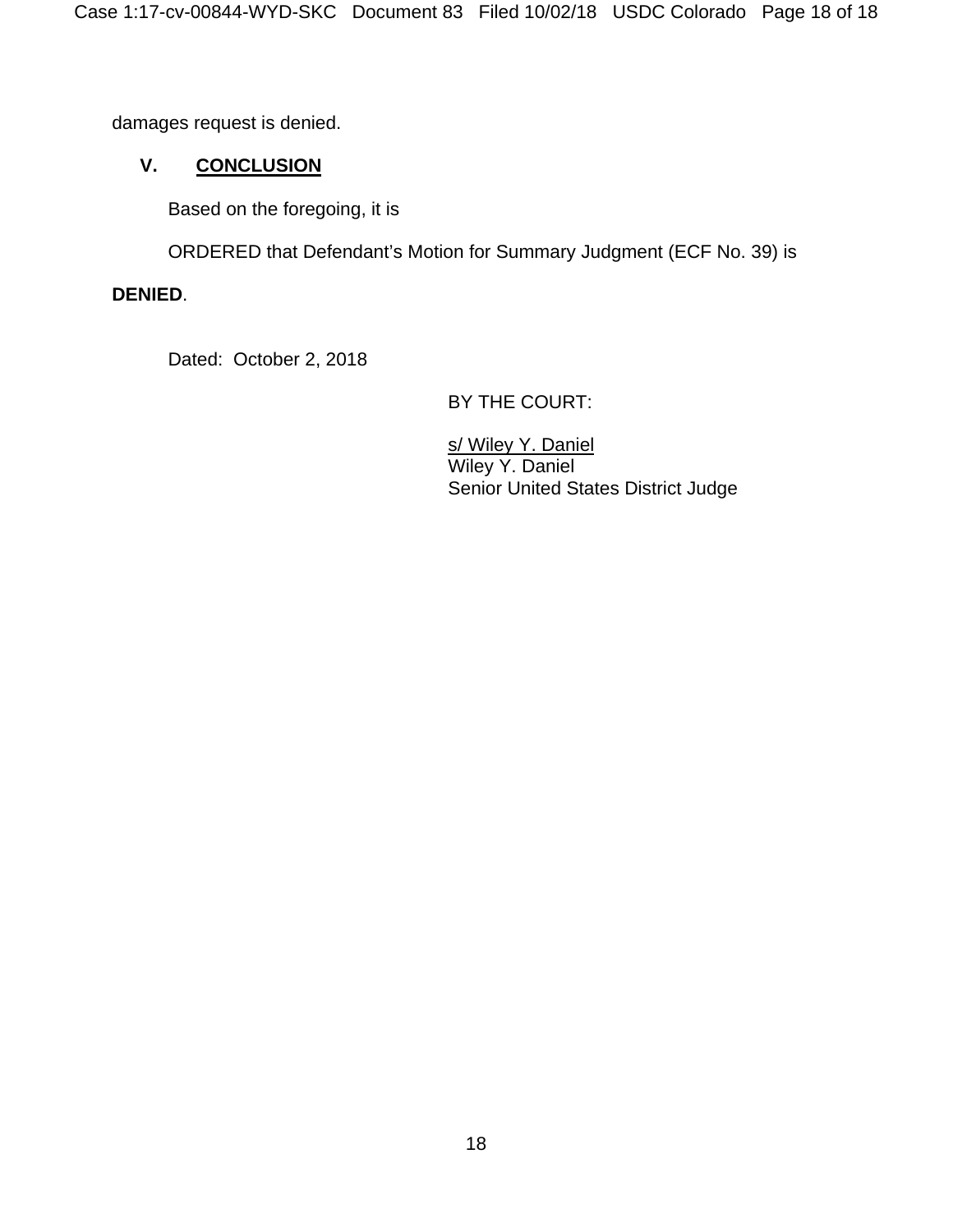damages request is denied.

## V. **CONCLUSION**

Based on the foregoing, it is

ORDERED that Defendant's Motion for Summary Judgment (ECF No. 39) is **DENIED**.

Dated: October 2, 2018

BY THE COURT:

s/ Wiley Y. Daniel
Wiley Y. Daniel
Senior United States District Judge